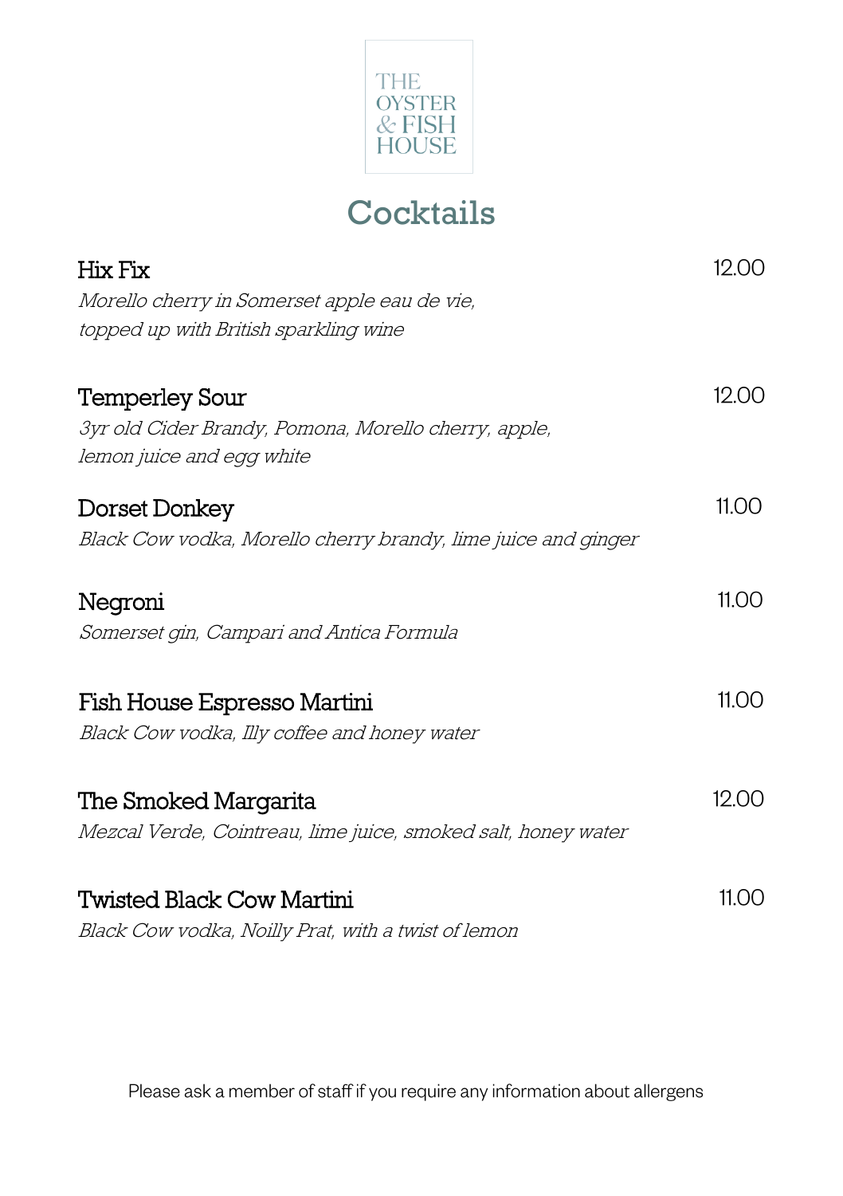THE OYSTER & FISH HOUSE

# Cocktails

**Hix Fix** 12.00
*Morello cherry in Somerset apple eau de vie,
topped up with British sparkling wine*

**Temperley Sour** 12.00
*3yr old Cider Brandy, Pomona, Morello cherry, apple,
lemon juice and egg white*

**Dorset Donkey** 11.00
*Black Cow vodka, Morello cherry brandy, lime juice and ginger*

**Negroni** 11.00
*Somerset gin, Campari and Antica Formula*

**Fish House Espresso Martini** 11.00
*Black Cow vodka, Illy coffee and honey water*

**The Smoked Margarita** 12.00
*Mezcal Verde, Cointreau, lime juice, smoked salt, honey water*

**Twisted Black Cow Martini** 11.00
*Black Cow vodka, Noilly Prat, with a twist of lemon*

Please ask a member of staff if you require any information about allergens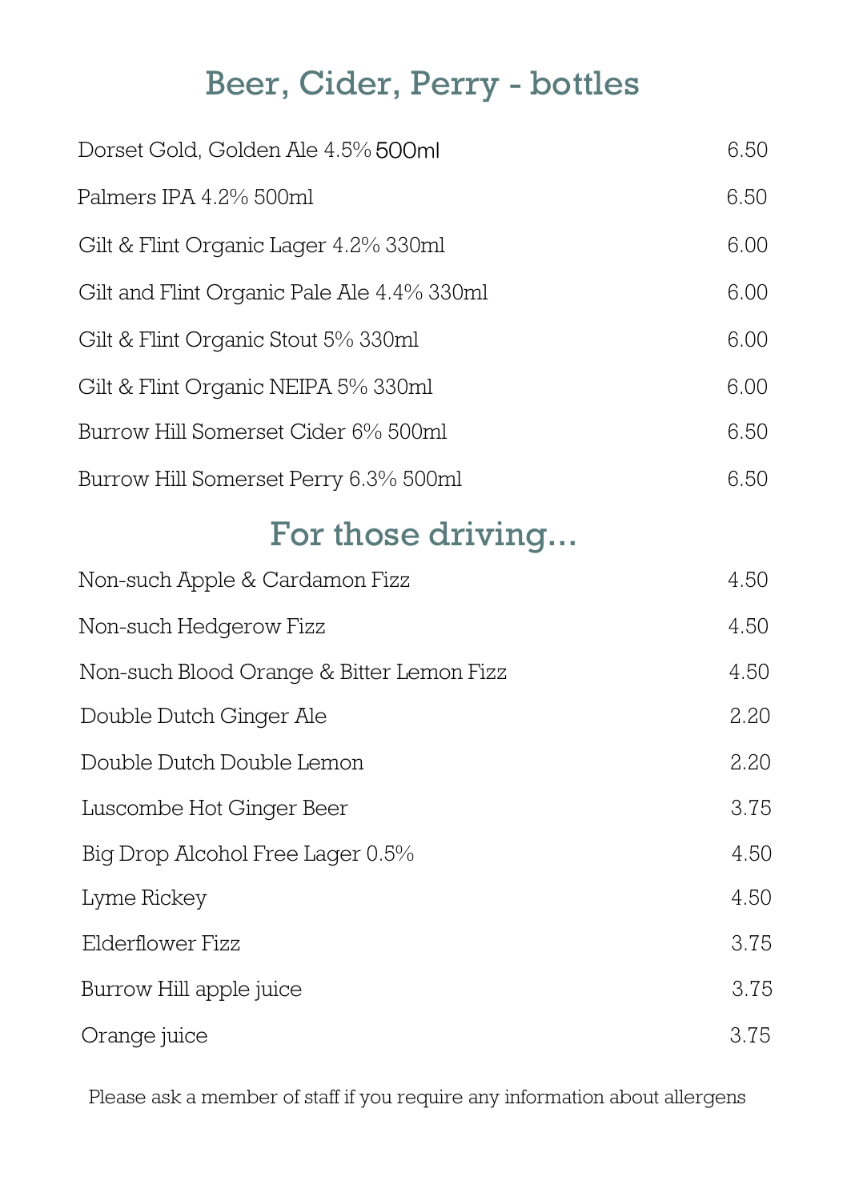## Beer, Cider, Perry - bottles

| | |
|---|---|
| Dorset Gold, Golden Ale 4.5% 500ml | 6.50 |
| Palmers IPA 4.2% 500ml | 6.50 |
| Gilt & Flint Organic Lager 4.2% 330ml | 6.00 |
| Gilt and Flint Organic Pale Ale 4.4% 330ml | 6.00 |
| Gilt & Flint Organic Stout 5% 330ml | 6.00 |
| Gilt & Flint Organic NEIPA 5% 330ml | 6.00 |
| Burrow Hill Somerset Cider 6% 500ml | 6.50 |
| Burrow Hill Somerset Perry 6.3% 500ml | 6.50 |

## For those driving...

| | |
|---|---|
| Non-such Apple & Cardamon Fizz | 4.50 |
| Non-such Hedgerow Fizz | 4.50 |
| Non-such Blood Orange & Bitter Lemon Fizz | 4.50 |
| Double Dutch Ginger Ale | 2.20 |
| Double Dutch Double Lemon | 2.20 |
| Luscombe Hot Ginger Beer | 3.75 |
| Big Drop Alcohol Free Lager 0.5% | 4.50 |
| Lyme Rickey | 4.50 |
| Elderflower Fizz | 3.75 |
| Burrow Hill apple juice | 3.75 |
| Orange juice | 3.75 |

Please ask a member of staff if you require any information about allergens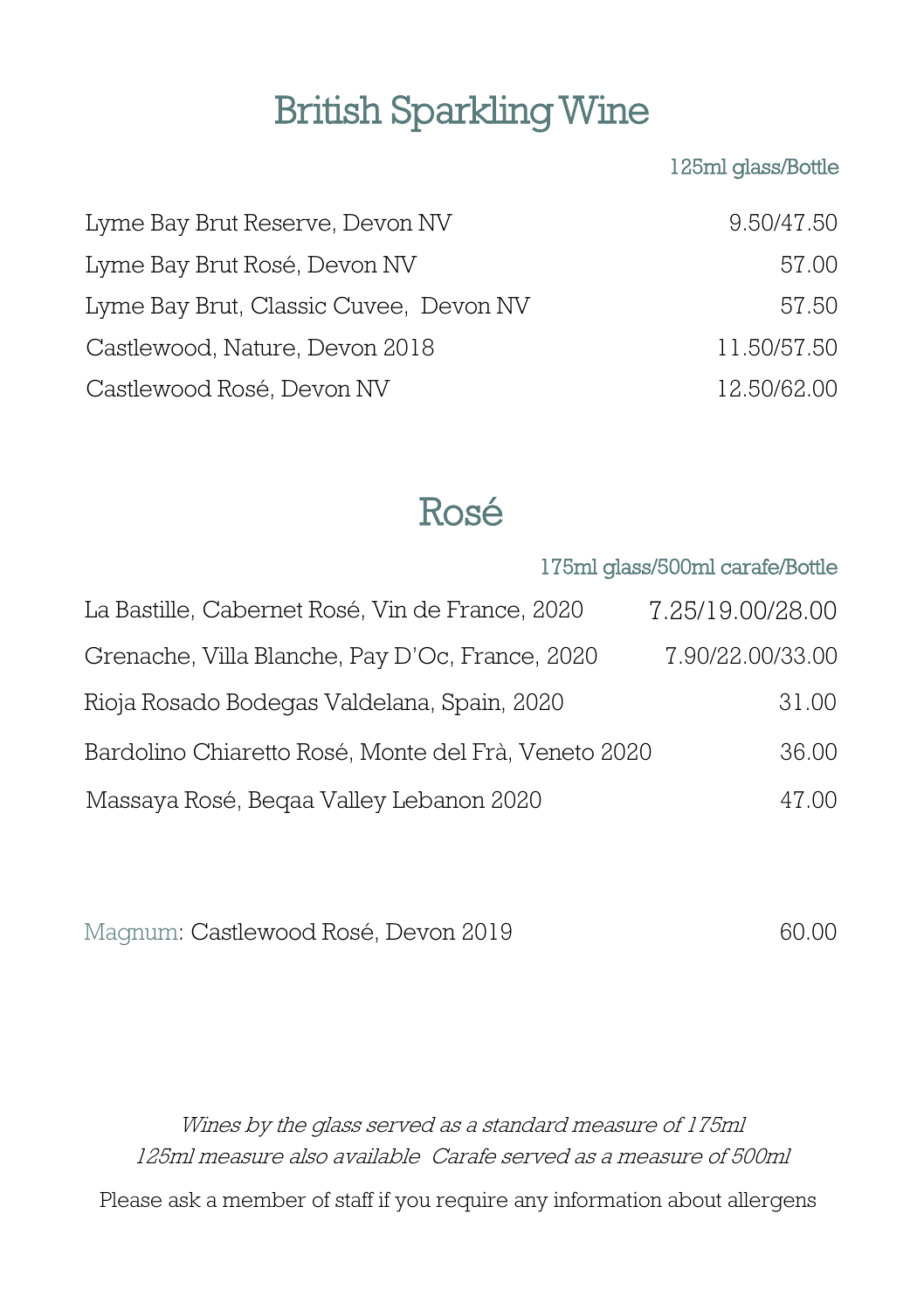# British Sparkling Wine

| | 125ml glass/Bottle |
|---|---|
| Lyme Bay Brut Reserve, Devon NV | 9.50/47.50 |
| Lyme Bay Brut Rosé, Devon NV | 57.00 |
| Lyme Bay Brut, Classic Cuvee, Devon NV | 57.50 |
| Castlewood, Nature, Devon 2018 | 11.50/57.50 |
| Castlewood Rosé, Devon NV | 12.50/62.00 |

# Rosé

| | 175ml glass/500ml carafe/Bottle |
|---|---|
| La Bastille, Cabernet Rosé, Vin de France, 2020 | 7.25/19.00/28.00 |
| Grenache, Villa Blanche, Pay D'Oc, France, 2020 | 7.90/22.00/33.00 |
| Rioja Rosado Bodegas Valdelana, Spain, 2020 | 31.00 |
| Bardolino Chiaretto Rosé, Monte del Frà, Veneto 2020 | 36.00 |
| Massaya Rosé, Beqaa Valley Lebanon 2020 | 47.00 |

Magnum: Castlewood Rosé, Devon 2019 60.00

*Wines by the glass served as a standard measure of 175ml*
*125ml measure also available Carafe served as a measure of 500ml*

Please ask a member of staff if you require any information about allergens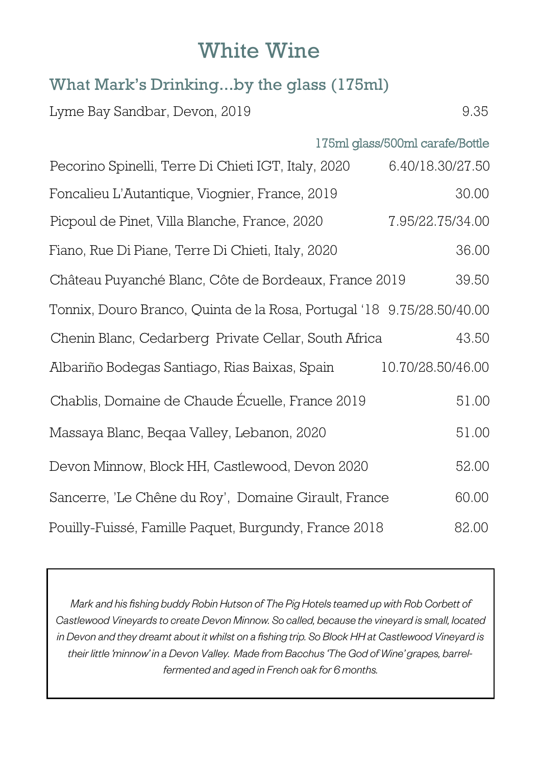# White Wine

## What Mark's Drinking...by the glass (175ml)

| | |
|---|---|
| Lyme Bay Sandbar, Devon, 2019 | 9.35 |

| | 175ml glass/500ml carafe/Bottle |
|---|---|
| Pecorino Spinelli, Terre Di Chieti IGT, Italy, 2020 | 6.40/18.30/27.50 |
| Foncalieu L'Autantique, Viognier, France, 2019 | 30.00 |
| Picpoul de Pinet, Villa Blanche, France, 2020 | 7.95/22.75/34.00 |
| Fiano, Rue Di Piane, Terre Di Chieti, Italy, 2020 | 36.00 |
| Château Puyanché Blanc, Côte de Bordeaux, France 2019 | 39.50 |
| Tonnix, Douro Branco, Quinta de la Rosa, Portugal '18 | 9.75/28.50/40.00 |
| Chenin Blanc, Cedarberg Private Cellar, South Africa | 43.50 |
| Albariño Bodegas Santiago, Rias Baixas, Spain | 10.70/28.50/46.00 |
| Chablis, Domaine de Chaude Écuelle, France 2019 | 51.00 |
| Massaya Blanc, Beqaa Valley, Lebanon, 2020 | 51.00 |
| Devon Minnow, Block HH, Castlewood, Devon 2020 | 52.00 |
| Sancerre, 'Le Chêne du Roy', Domaine Girault, France | 60.00 |
| Pouilly-Fuissé, Famille Paquet, Burgundy, France 2018 | 82.00 |

*Mark and his fishing buddy Robin Hutson of The Pig Hotels teamed up with Rob Corbett of Castlewood Vineyards to create Devon Minnow. So called, because the vineyard is small, located in Devon and they dreamt about it whilst on a fishing trip. So Block HH at Castlewood Vineyard is their little 'minnow' in a Devon Valley. Made from Bacchus 'The God of Wine' grapes, barrel-fermented and aged in French oak for 6 months.*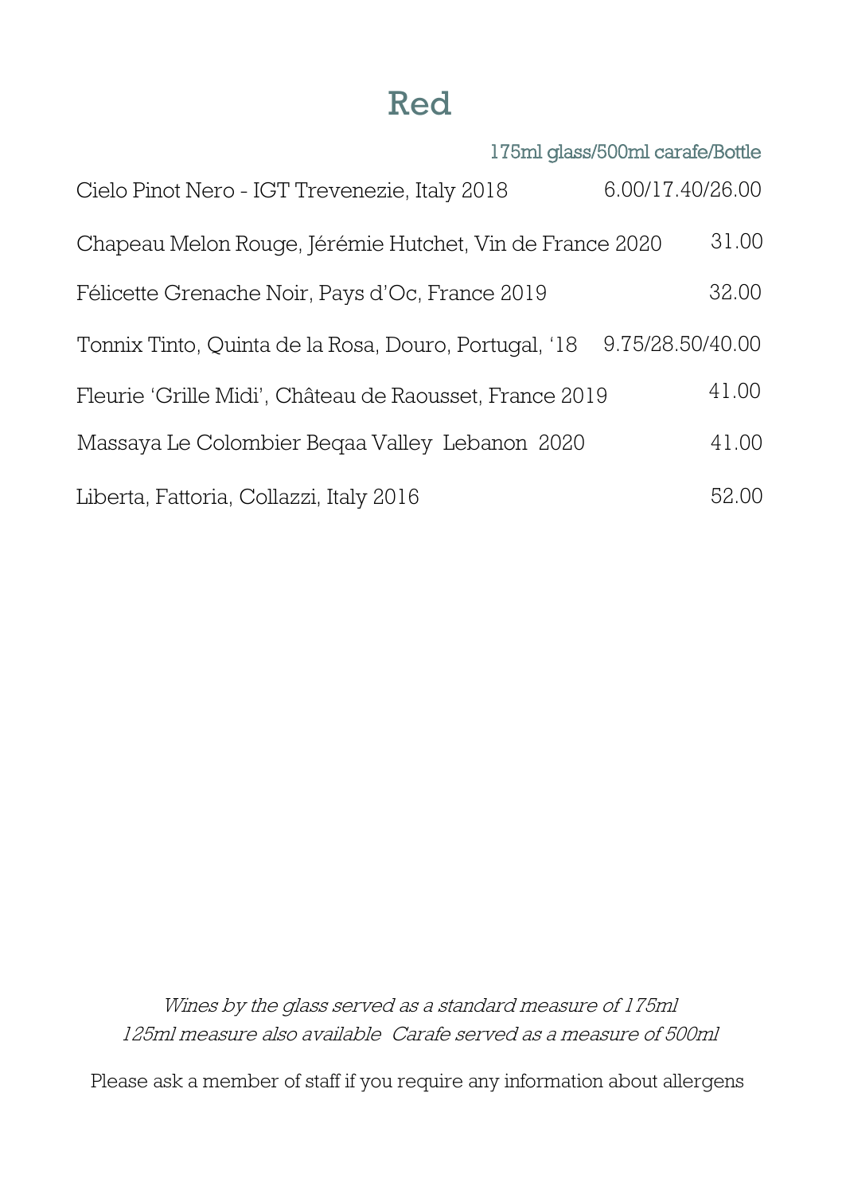# Red

| Wine | 175ml glass/500ml carafe/Bottle |
| --- | --- |
| Cielo Pinot Nero - IGT Trevenezie, Italy 2018 | 6.00/17.40/26.00 |
| Chapeau Melon Rouge, Jérémie Hutchet, Vin de France 2020 | 31.00 |
| Félicette Grenache Noir, Pays d'Oc, France 2019 | 32.00 |
| Tonnix Tinto, Quinta de la Rosa, Douro, Portugal, '18 | 9.75/28.50/40.00 |
| Fleurie 'Grille Midi', Château de Raousset, France 2019 | 41.00 |
| Massaya Le Colombier Beqaa Valley Lebanon 2020 | 41.00 |
| Liberta, Fattoria, Collazzi, Italy 2016 | 52.00 |

*Wines by the glass served as a standard measure of 175ml*
*125ml measure also available Carafe served as a measure of 500ml*

Please ask a member of staff if you require any information about allergens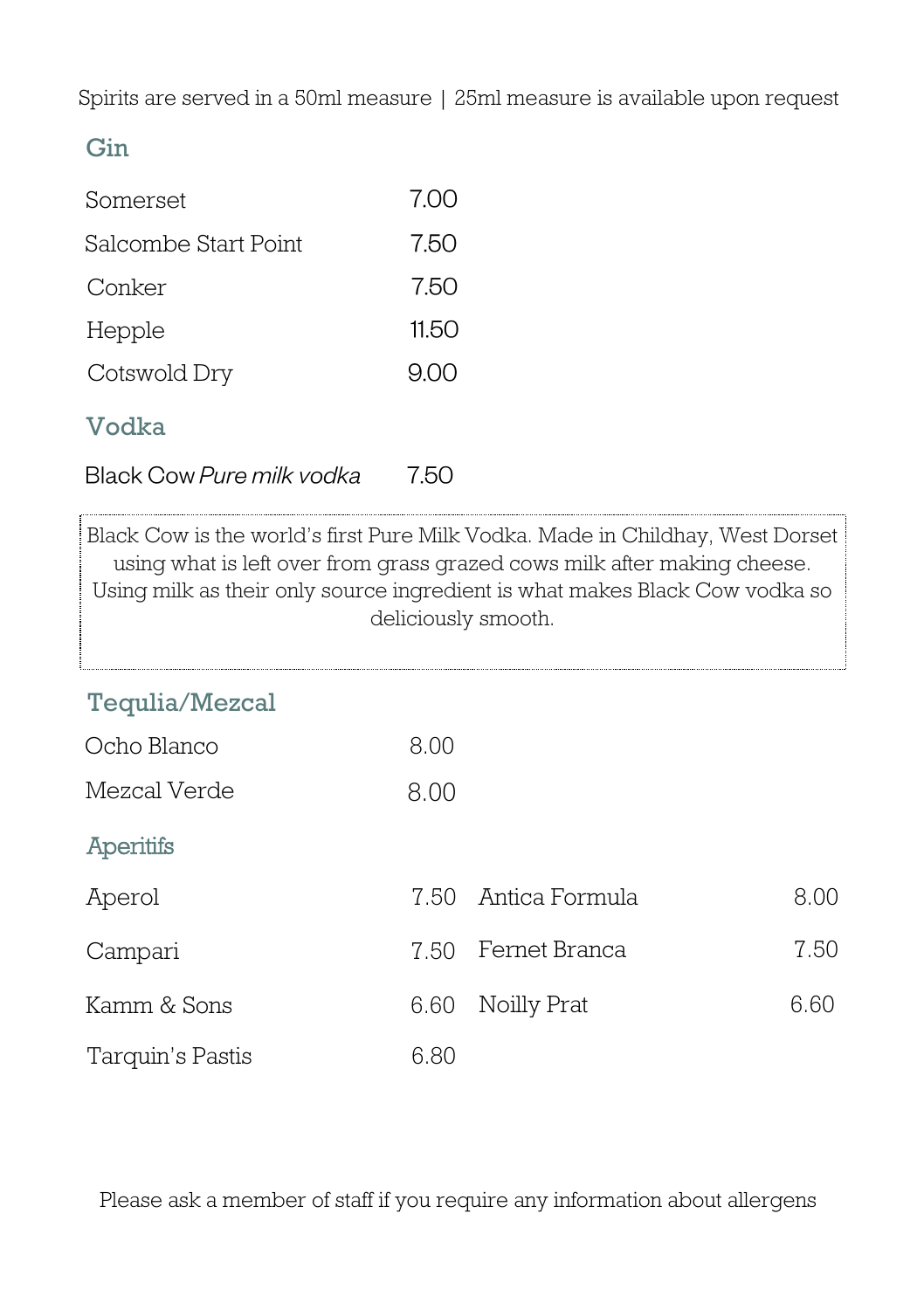Spirits are served in a 50ml measure | 25ml measure is available upon request

## Gin

| | |
|---|---|
| Somerset | 7.00 |
| Salcombe Start Point | 7.50 |
| Conker | 7.50 |
| Hepple | 11.50 |
| Cotswold Dry | 9.00 |

## Vodka

| | |
|---|---|
| Black Cow *Pure milk vodka* | 7.50 |

Black Cow is the world's first Pure Milk Vodka. Made in Childhay, West Dorset using what is left over from grass grazed cows milk after making cheese. Using milk as their only source ingredient is what makes Black Cow vodka so deliciously smooth.

## Tequlia/Mezcal

| | |
|---|---|
| Ocho Blanco | 8.00 |
| Mezcal Verde | 8.00 |

## Aperitifs

| | |
|---|---|
| Aperol | 7.50 |
| Campari | 7.50 |
| Kamm & Sons | 6.60 |
| Tarquin's Pastis | 6.80 |
| Antica Formula | 8.00 |
| Fernet Branca | 7.50 |
| Noilly Prat | 6.60 |

Please ask a member of staff if you require any information about allergens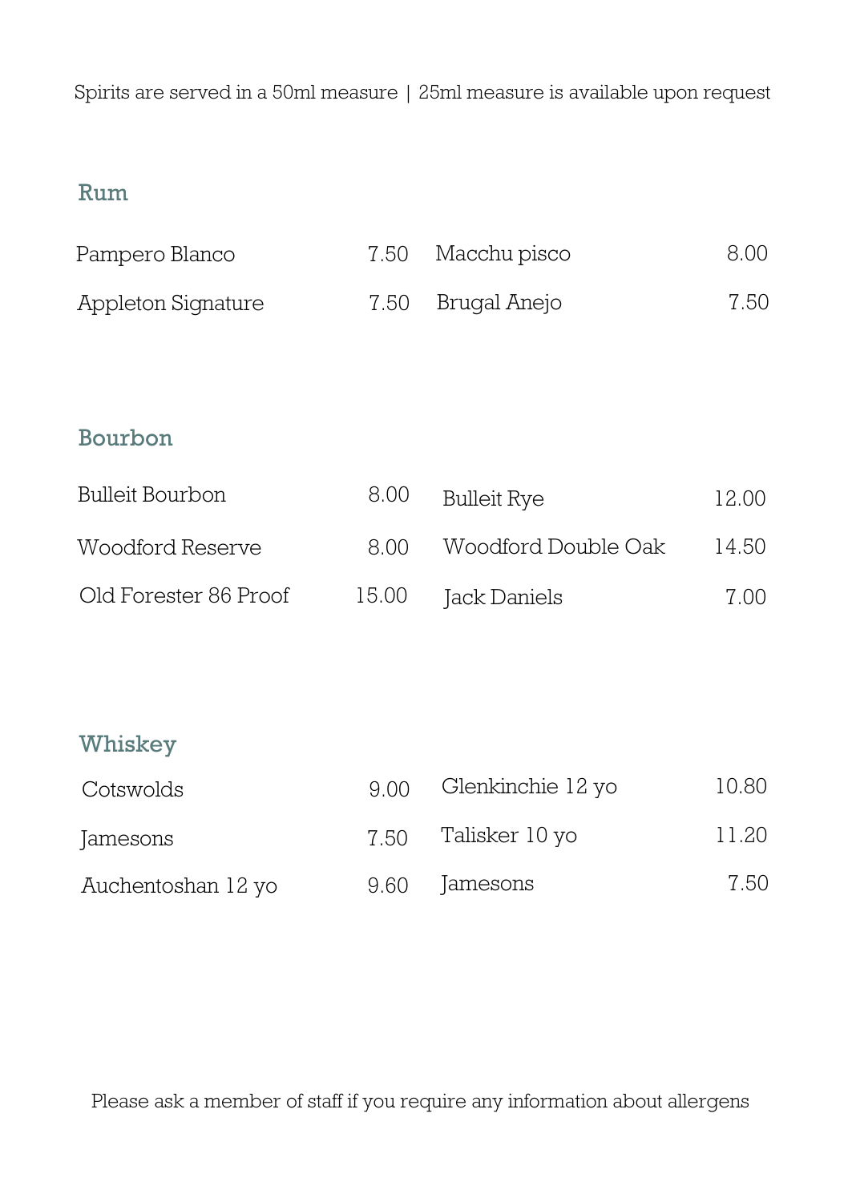Spirits are served in a 50ml measure | 25ml measure is available upon request

## Rum

| | | | |
|---|---|---|---|
| Pampero Blanco | 7.50 | Macchu pisco | 8.00 |
| Appleton Signature | 7.50 | Brugal Anejo | 7.50 |

## Bourbon

| | | | |
|---|---|---|---|
| Bulleit Bourbon | 8.00 | Bulleit Rye | 12.00 |
| Woodford Reserve | 8.00 | Woodford Double Oak | 14.50 |
| Old Forester 86 Proof | 15.00 | Jack Daniels | 7.00 |

## Whiskey

| | | | |
|---|---|---|---|
| Cotswolds | 9.00 | Glenkinchie 12 yo | 10.80 |
| Jamesons | 7.50 | Talisker 10 yo | 11.20 |
| Auchentoshan 12 yo | 9.60 | Jamesons | 7.50 |

Please ask a member of staff if you require any information about allergens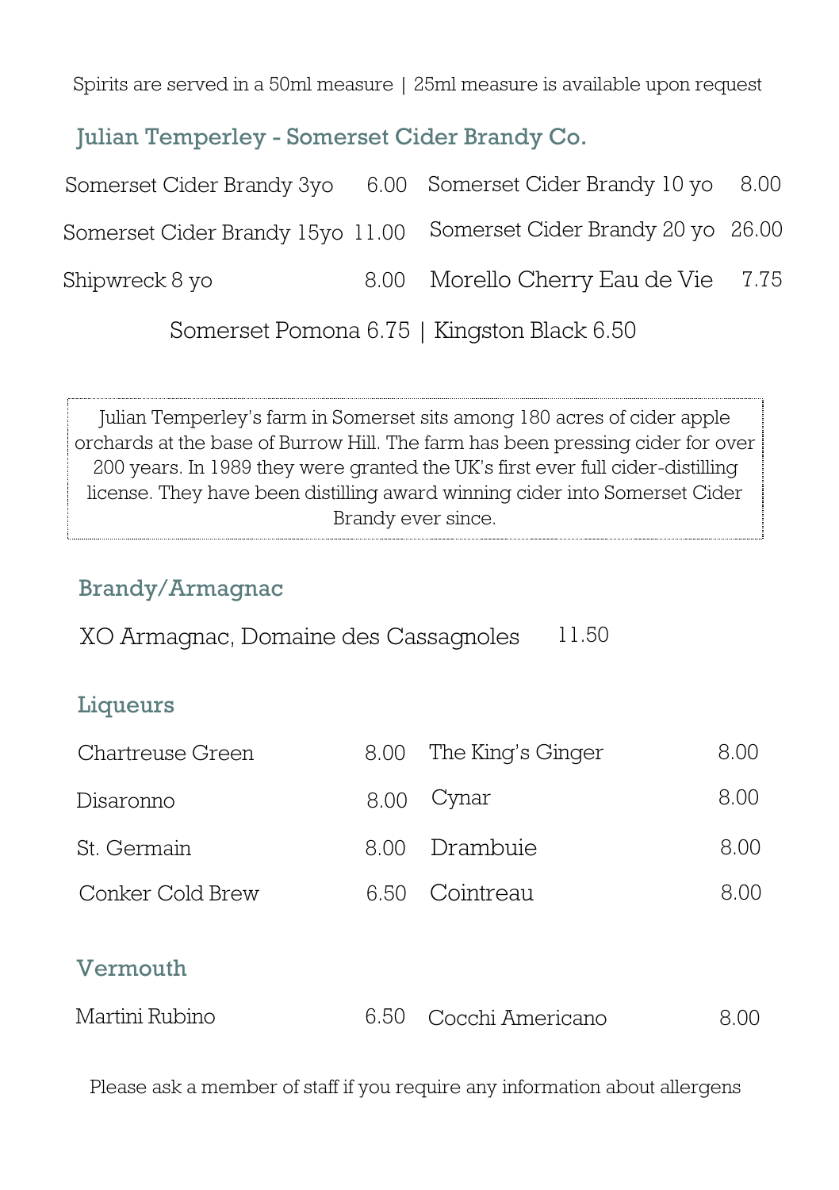Spirits are served in a 50ml measure | 25ml measure is available upon request

## Julian Temperley - Somerset Cider Brandy Co.

| | | | |
|---|---|---|---|
| Somerset Cider Brandy 3yo | 6.00 | Somerset Cider Brandy 10 yo | 8.00 |
| Somerset Cider Brandy 15yo | 11.00 | Somerset Cider Brandy 20 yo | 26.00 |
| Shipwreck 8 yo | 8.00 | Morello Cherry Eau de Vie | 7.75 |

Somerset Pomona 6.75 | Kingston Black 6.50

Julian Temperley's farm in Somerset sits among 180 acres of cider apple orchards at the base of Burrow Hill. The farm has been pressing cider for over 200 years. In 1989 they were granted the UK's first ever full cider-distilling license. They have been distilling award winning cider into Somerset Cider Brandy ever since.

## Brandy/Armagnac

| | |
|---|---|
| XO Armagnac, Domaine des Cassagnoles | 11.50 |

## Liqueurs

| | | | |
|---|---|---|---|
| Chartreuse Green | 8.00 | The King's Ginger | 8.00 |
| Disaronno | 8.00 | Cynar | 8.00 |
| St. Germain | 8.00 | Drambuie | 8.00 |
| Conker Cold Brew | 6.50 | Cointreau | 8.00 |

## Vermouth

| | | | |
|---|---|---|---|
| Martini Rubino | 6.50 | Cocchi Americano | 8.00 |

Please ask a member of staff if you require any information about allergens